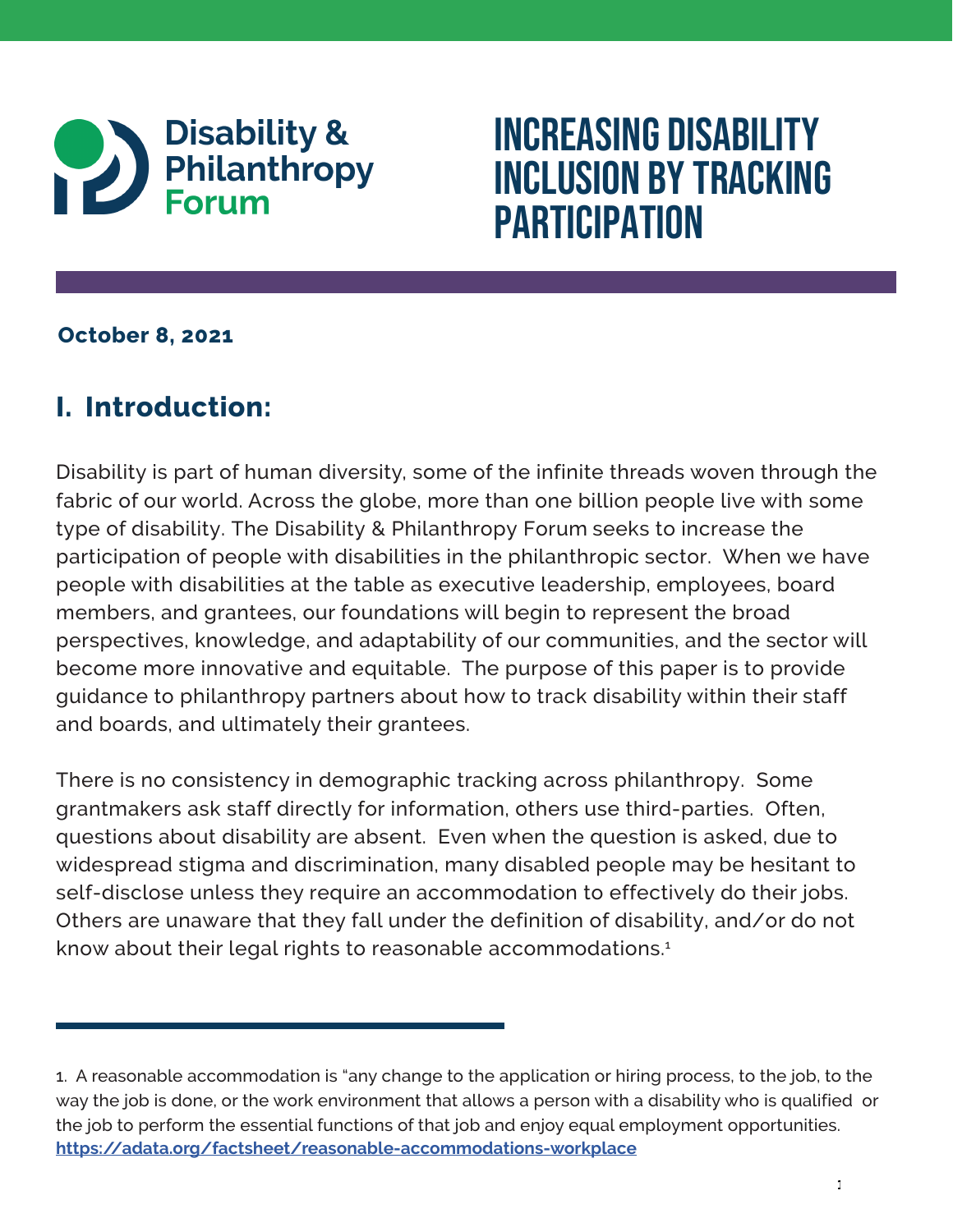Disability & Philanthropy Forum

# INCREASING DISABILITY INCLUSION BY TRACKING PARTICIPATION

**October 8, 2021**

## I. Introduction:

Disability is part of human diversity, some of the infinite threads woven through the fabric of our world. Across the globe, more than one billion people live with some type of disability. The Disability & Philanthropy Forum seeks to increase the participation of people with disabilities in the philanthropic sector. When we have people with disabilities at the table as executive leadership, employees, board members, and grantees, our foundations will begin to represent the broad perspectives, knowledge, and adaptability of our communities, and the sector will become more innovative and equitable. The purpose of this paper is to provide guidance to philanthropy partners about how to track disability within their staff and boards, and ultimately their grantees.

There is no consistency in demographic tracking across philanthropy. Some grantmakers ask staff directly for information, others use third-parties. Often, questions about disability are absent. Even when the question is asked, due to widespread stigma and discrimination, many disabled people may be hesitant to self-disclose unless they require an accommodation to effectively do their jobs. Others are unaware that they fall under the definition of disability, and/or do not know about their legal rights to reasonable accommodations.[1]

---

1. A reasonable accommodation is "any change to the application or hiring process, to the job, to the way the job is done, or the work environment that allows a person with a disability who is qualified or the job to perform the essential functions of that job and enjoy equal employment opportunities. **https://adata.org/factsheet/reasonable-accommodations-workplace**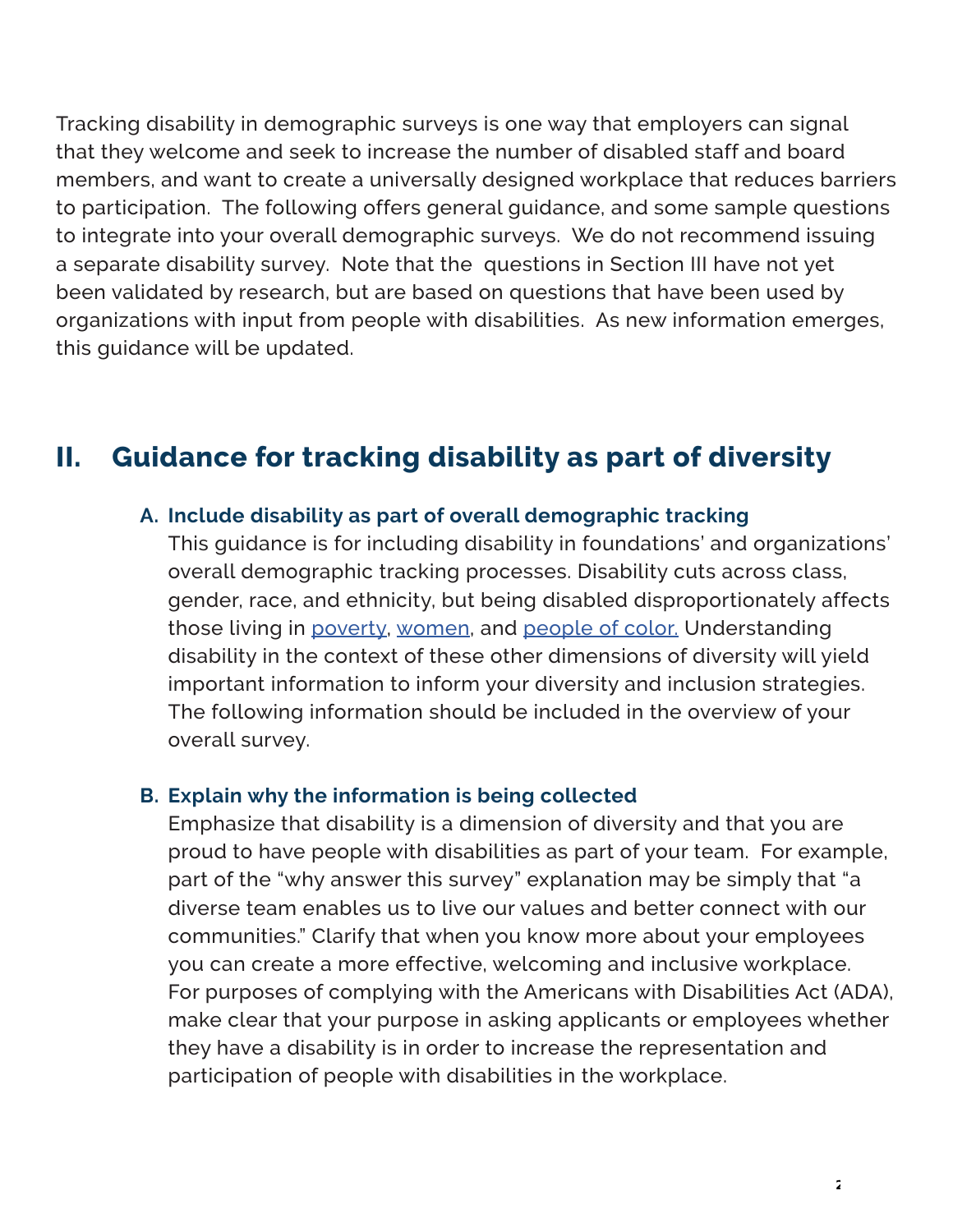Tracking disability in demographic surveys is one way that employers can signal that they welcome and seek to increase the number of disabled staff and board members, and want to create a universally designed workplace that reduces barriers to participation. The following offers general guidance, and some sample questions to integrate into your overall demographic surveys. We do not recommend issuing a separate disability survey. Note that the questions in Section III have not yet been validated by research, but are based on questions that have been used by organizations with input from people with disabilities. As new information emerges, this guidance will be updated.

## II. Guidance for tracking disability as part of diversity

### A. Include disability as part of overall demographic tracking

This guidance is for including disability in foundations' and organizations' overall demographic tracking processes. Disability cuts across class, gender, race, and ethnicity, but being disabled disproportionately affects those living in poverty, women, and people of color. Understanding disability in the context of these other dimensions of diversity will yield important information to inform your diversity and inclusion strategies. The following information should be included in the overview of your overall survey.

### B. Explain why the information is being collected

Emphasize that disability is a dimension of diversity and that you are proud to have people with disabilities as part of your team. For example, part of the "why answer this survey" explanation may be simply that "a diverse team enables us to live our values and better connect with our communities." Clarify that when you know more about your employees you can create a more effective, welcoming and inclusive workplace. For purposes of complying with the Americans with Disabilities Act (ADA), make clear that your purpose in asking applicants or employees whether they have a disability is in order to increase the representation and participation of people with disabilities in the workplace.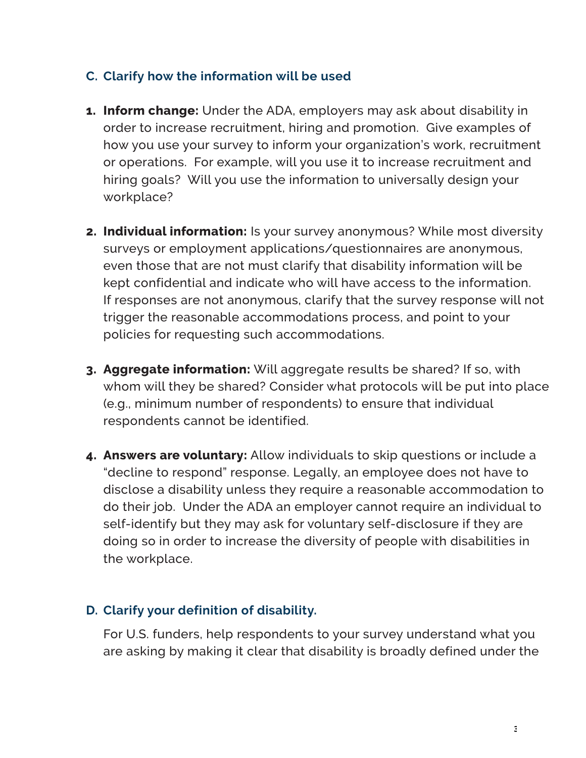### C. Clarify how the information will be used

1. **Inform change:** Under the ADA, employers may ask about disability in order to increase recruitment, hiring and promotion. Give examples of how you use your survey to inform your organization's work, recruitment or operations. For example, will you use it to increase recruitment and hiring goals? Will you use the information to universally design your workplace?

2. **Individual information:** Is your survey anonymous? While most diversity surveys or employment applications/questionnaires are anonymous, even those that are not must clarify that disability information will be kept confidential and indicate who will have access to the information. If responses are not anonymous, clarify that the survey response will not trigger the reasonable accommodations process, and point to your policies for requesting such accommodations.

3. **Aggregate information:** Will aggregate results be shared? If so, with whom will they be shared? Consider what protocols will be put into place (e.g., minimum number of respondents) to ensure that individual respondents cannot be identified.

4. **Answers are voluntary:** Allow individuals to skip questions or include a "decline to respond" response. Legally, an employee does not have to disclose a disability unless they require a reasonable accommodation to do their job. Under the ADA an employer cannot require an individual to self-identify but they may ask for voluntary self-disclosure if they are doing so in order to increase the diversity of people with disabilities in the workplace.

### D. Clarify your definition of disability.

For U.S. funders, help respondents to your survey understand what you are asking by making it clear that disability is broadly defined under the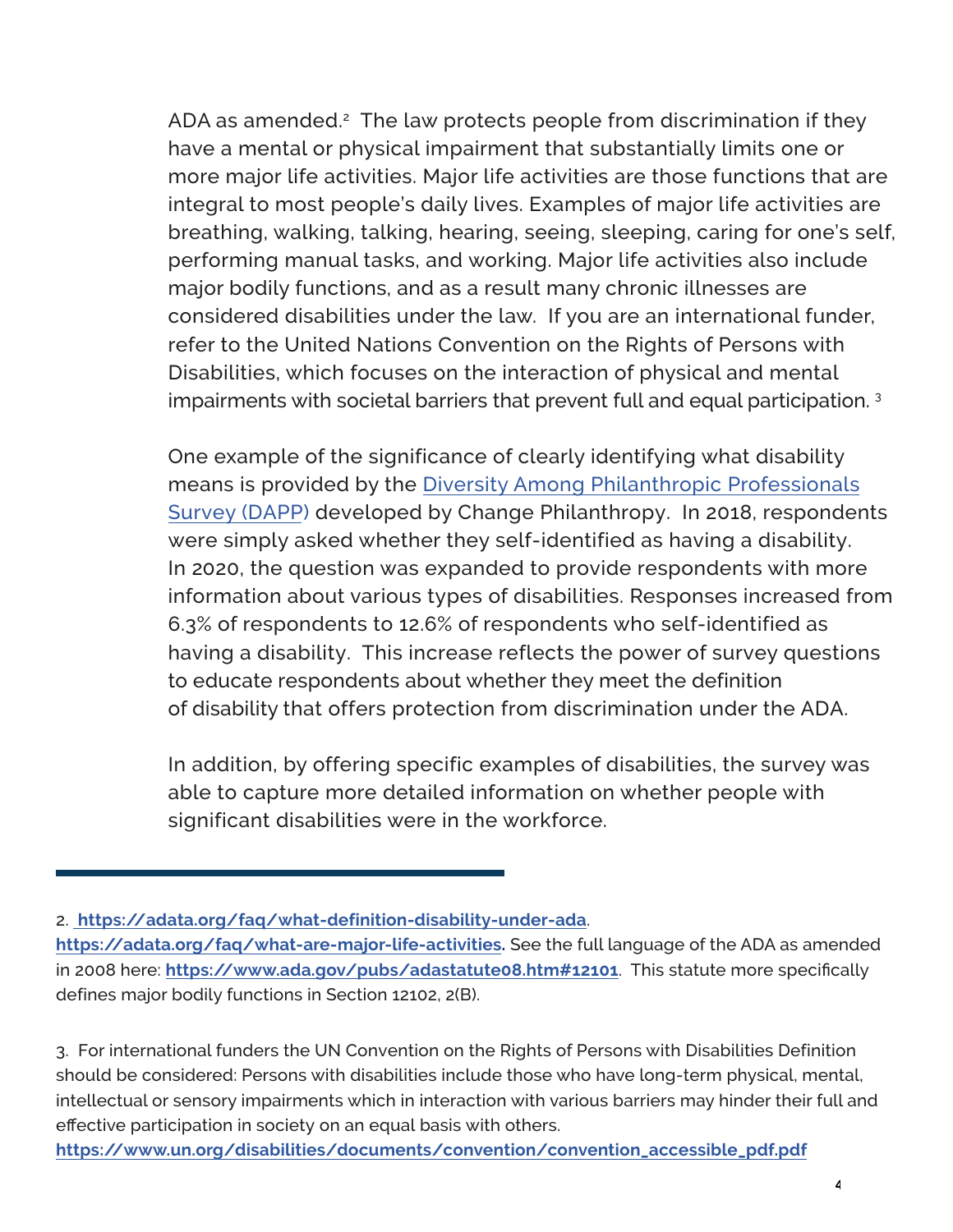ADA as amended.[2] The law protects people from discrimination if they have a mental or physical impairment that substantially limits one or more major life activities. Major life activities are those functions that are integral to most people's daily lives. Examples of major life activities are breathing, walking, talking, hearing, seeing, sleeping, caring for one's self, performing manual tasks, and working. Major life activities also include major bodily functions, and as a result many chronic illnesses are considered disabilities under the law. If you are an international funder, refer to the United Nations Convention on the Rights of Persons with Disabilities, which focuses on the interaction of physical and mental impairments with societal barriers that prevent full and equal participation.[3]

One example of the significance of clearly identifying what disability means is provided by the [Diversity Among Philanthropic Professionals Survey (DAPP)]() developed by Change Philanthropy. In 2018, respondents were simply asked whether they self-identified as having a disability. In 2020, the question was expanded to provide respondents with more information about various types of disabilities. Responses increased from 6.3% of respondents to 12.6% of respondents who self-identified as having a disability. This increase reflects the power of survey questions to educate respondents about whether they meet the definition of disability that offers protection from discrimination under the ADA.

In addition, by offering specific examples of disabilities, the survey was able to capture more detailed information on whether people with significant disabilities were in the workforce.

---

2. **https://adata.org/faq/what-definition-disability-under-ada**. **https://adata.org/faq/what-are-major-life-activities.** See the full language of the ADA as amended in 2008 here: **https://www.ada.gov/pubs/adastatute08.htm#12101**. This statute more specifically defines major bodily functions in Section 12102, 2(B).

3. For international funders the UN Convention on the Rights of Persons with Disabilities Definition should be considered: Persons with disabilities include those who have long-term physical, mental, intellectual or sensory impairments which in interaction with various barriers may hinder their full and effective participation in society on an equal basis with others. **https://www.un.org/disabilities/documents/convention/convention_accessible_pdf.pdf**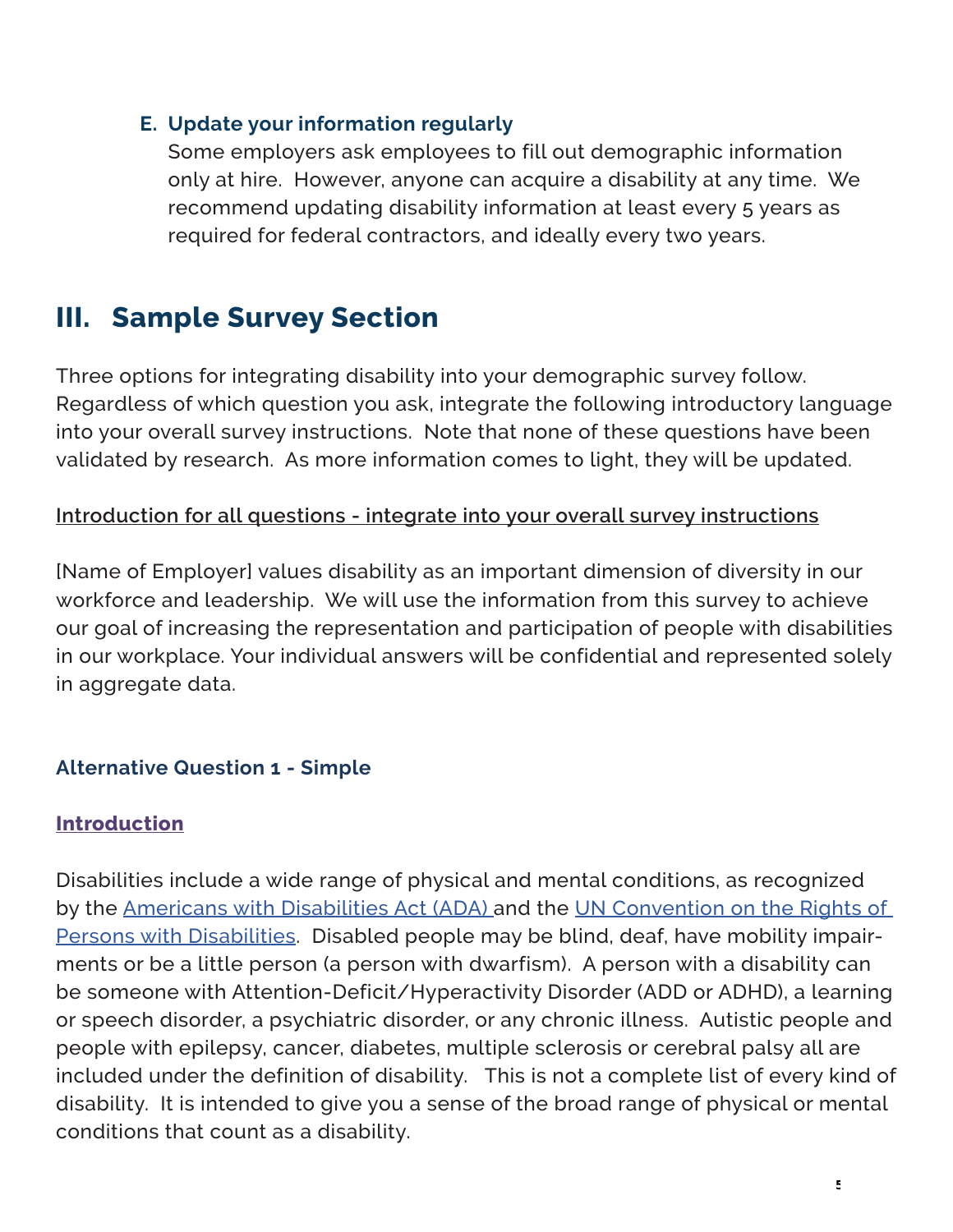### E. Update your information regularly

Some employers ask employees to fill out demographic information only at hire. However, anyone can acquire a disability at any time. We recommend updating disability information at least every 5 years as required for federal contractors, and ideally every two years.

## III. Sample Survey Section

Three options for integrating disability into your demographic survey follow. Regardless of which question you ask, integrate the following introductory language into your overall survey instructions. Note that none of these questions have been validated by research. As more information comes to light, they will be updated.

<u>Introduction for all questions - integrate into your overall survey instructions</u>

[Name of Employer] values disability as an important dimension of diversity in our workforce and leadership. We will use the information from this survey to achieve our goal of increasing the representation and participation of people with disabilities in our workplace. Your individual answers will be confidential and represented solely in aggregate data.

#### Alternative Question 1 - Simple

**Introduction**

Disabilities include a wide range of physical and mental conditions, as recognized by the Americans with Disabilities Act (ADA) and the UN Convention on the Rights of Persons with Disabilities. Disabled people may be blind, deaf, have mobility impairments or be a little person (a person with dwarfism). A person with a disability can be someone with Attention-Deficit/Hyperactivity Disorder (ADD or ADHD), a learning or speech disorder, a psychiatric disorder, or any chronic illness. Autistic people and people with epilepsy, cancer, diabetes, multiple sclerosis or cerebral palsy all are included under the definition of disability. This is not a complete list of every kind of disability. It is intended to give you a sense of the broad range of physical or mental conditions that count as a disability.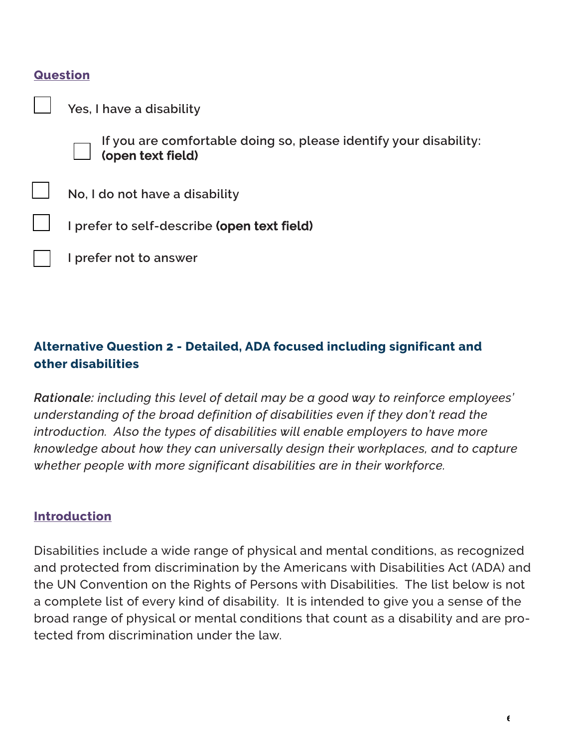**Question**

- ☐ Yes, I have a disability
  - ☐ If you are comfortable doing so, please identify your disability: **(open text field)**
- ☐ No, I do not have a disability
- ☐ I prefer to self-describe **(open text field)**
- ☐ I prefer not to answer

### Alternative Question 2 - Detailed, ADA focused including significant and other disabilities

*Rationale: including this level of detail may be a good way to reinforce employees' understanding of the broad definition of disabilities even if they don't read the introduction. Also the types of disabilities will enable employers to have more knowledge about how they can universally design their workplaces, and to capture whether people with more significant disabilities are in their workforce.*

**Introduction**

Disabilities include a wide range of physical and mental conditions, as recognized and protected from discrimination by the Americans with Disabilities Act (ADA) and the UN Convention on the Rights of Persons with Disabilities. The list below is not a complete list of every kind of disability. It is intended to give you a sense of the broad range of physical or mental conditions that count as a disability and are protected from discrimination under the law.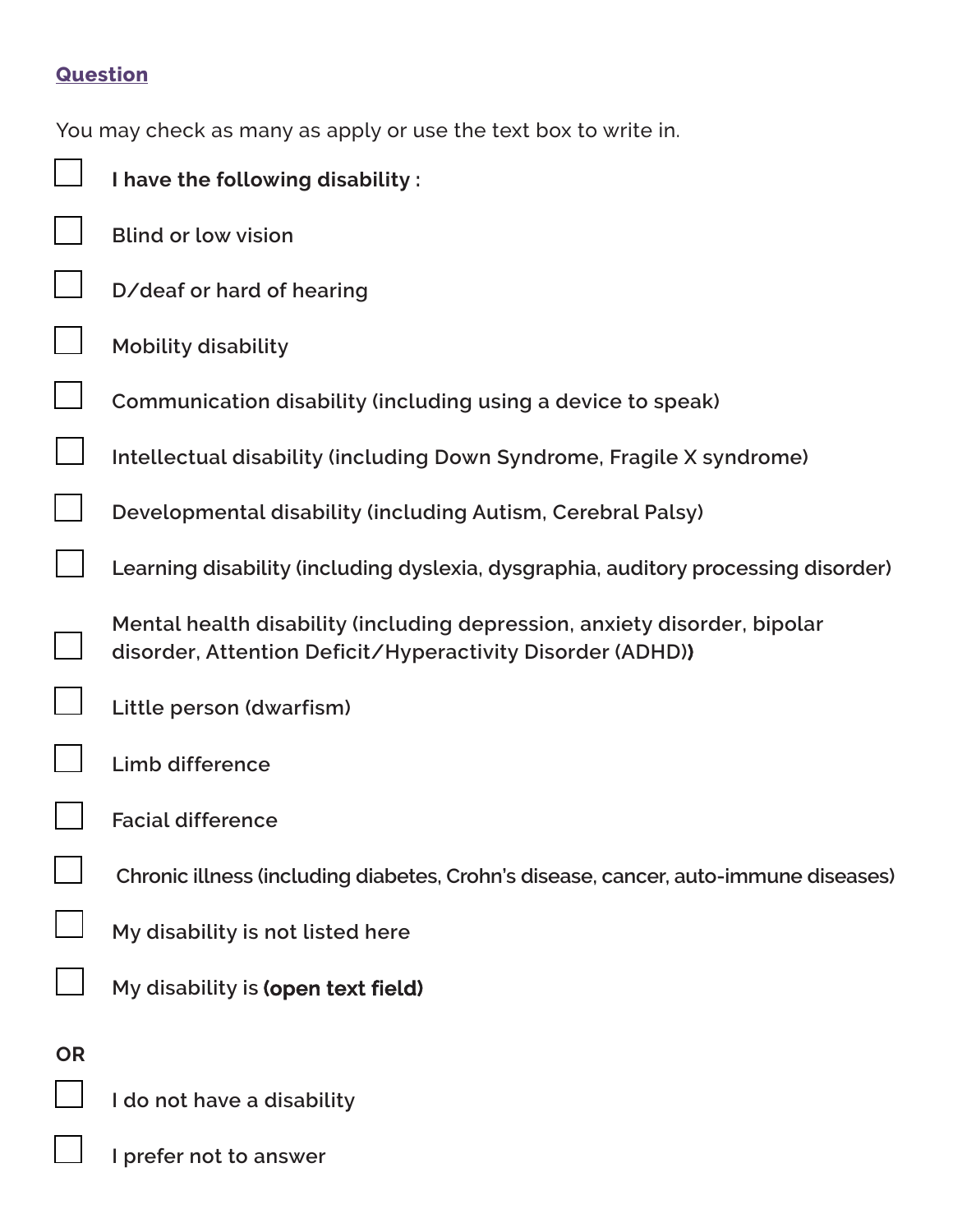**Question**

You may check as many as apply or use the text box to write in.

- [ ] **I have the following disability :**
- [ ] Blind or low vision
- [ ] D/deaf or hard of hearing
- [ ] Mobility disability
- [ ] Communication disability (including using a device to speak)
- [ ] Intellectual disability (including Down Syndrome, Fragile X syndrome)
- [ ] Developmental disability (including Autism, Cerebral Palsy)
- [ ] Learning disability (including dyslexia, dysgraphia, auditory processing disorder)
- [ ] Mental health disability (including depression, anxiety disorder, bipolar disorder, Attention Deficit/Hyperactivity Disorder (ADHD))
- [ ] Little person (dwarfism)
- [ ] Limb difference
- [ ] Facial difference
- [ ] Chronic illness (including diabetes, Crohn's disease, cancer, auto-immune diseases)
- [ ] My disability is not listed here
- [ ] My disability is **(open text field)**

**OR**

- [ ] I do not have a disability
- [ ] I prefer not to answer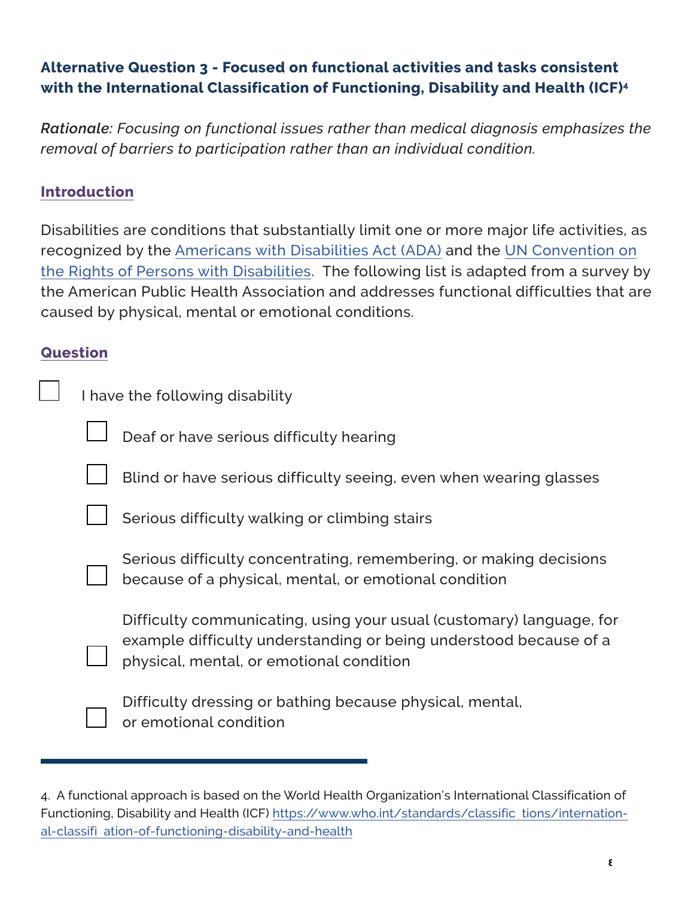### Alternative Question 3 - Focused on functional activities and tasks consistent with the International Classification of Functioning, Disability and Health (ICF)[4]

***Rationale:** Focusing on functional issues rather than medical diagnosis emphasizes the removal of barriers to participation rather than an individual condition.*

#### Introduction

Disabilities are conditions that substantially limit one or more major life activities, as recognized by the [Americans with Disabilities Act (ADA)]() and the [UN Convention on the Rights of Persons with Disabilities](). The following list is adapted from a survey by the American Public Health Association and addresses functional difficulties that are caused by physical, mental or emotional conditions.

#### Question

- [ ] I have the following disability
    - [ ] Deaf or have serious difficulty hearing
    - [ ] Blind or have serious difficulty seeing, even when wearing glasses
    - [ ] Serious difficulty walking or climbing stairs
    - [ ] Serious difficulty concentrating, remembering, or making decisions because of a physical, mental, or emotional condition
    - [ ] Difficulty communicating, using your usual (customary) language, for example difficulty understanding or being understood because of a physical, mental, or emotional condition
    - [ ] Difficulty dressing or bathing because physical, mental, or emotional condition

---

4. A functional approach is based on the World Health Organization's International Classification of Functioning, Disability and Health (ICF) https://www.who.int/standards/classific tions/international-classifi ation-of-functioning-disability-and-health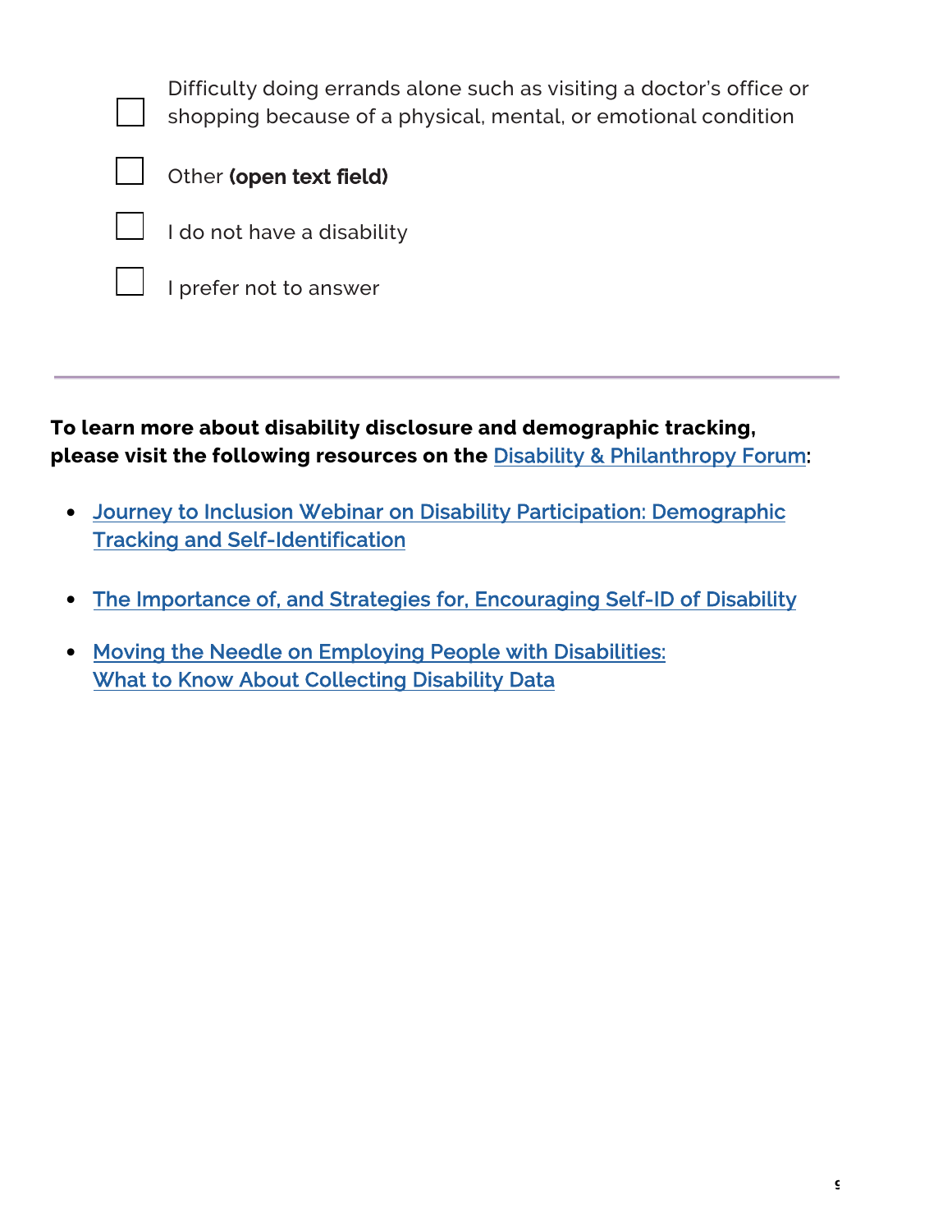- [ ] Difficulty doing errands alone such as visiting a doctor's office or shopping because of a physical, mental, or emotional condition
- [ ] Other **(open text field)**
- [ ] I do not have a disability
- [ ] I prefer not to answer

---

**To learn more about disability disclosure and demographic tracking, please visit the following resources on the** Disability & Philanthropy Forum**:**

- Journey to Inclusion Webinar on Disability Participation: Demographic Tracking and Self-Identification
- The Importance of, and Strategies for, Encouraging Self-ID of Disability
- Moving the Needle on Employing People with Disabilities: What to Know About Collecting Disability Data